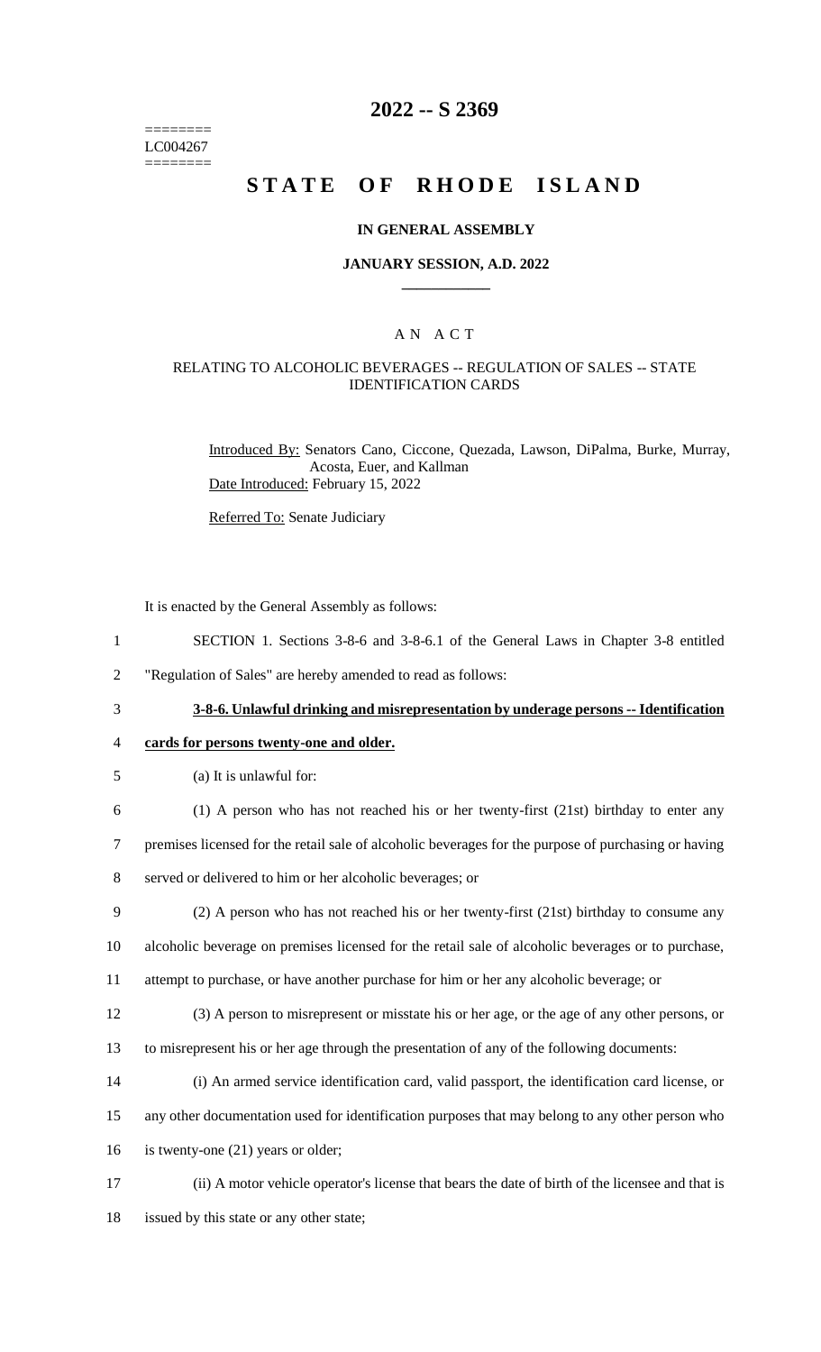========
LC004267
========

# 2022 -- S 2369

# STATE OF RHODE ISLAND

## IN GENERAL ASSEMBLY

### JANUARY SESSION, A.D. 2022

---

A N A C T

RELATING TO ALCOHOLIC BEVERAGES -- REGULATION OF SALES -- STATE IDENTIFICATION CARDS

Introduced By: Senators Cano, Ciccone, Quezada, Lawson, DiPalma, Burke, Murray, Acosta, Euer, and Kallman

Date Introduced: February 15, 2022

Referred To: Senate Judiciary

It is enacted by the General Assembly as follows:

1 SECTION 1. Sections 3-8-6 and 3-8-6.1 of the General Laws in Chapter 3-8 entitled
2 "Regulation of Sales" are hereby amended to read as follows:

3 **3-8-6. Unlawful drinking and misrepresentation by underage persons -- Identification**
4 **cards for persons twenty-one and older.**

5 (a) It is unlawful for:

6 (1) A person who has not reached his or her twenty-first (21st) birthday to enter any
7 premises licensed for the retail sale of alcoholic beverages for the purpose of purchasing or having
8 served or delivered to him or her alcoholic beverages; or

9 (2) A person who has not reached his or her twenty-first (21st) birthday to consume any
10 alcoholic beverage on premises licensed for the retail sale of alcoholic beverages or to purchase,
11 attempt to purchase, or have another purchase for him or her any alcoholic beverage; or

12 (3) A person to misrepresent or misstate his or her age, or the age of any other persons, or
13 to misrepresent his or her age through the presentation of any of the following documents:

14 (i) An armed service identification card, valid passport, the identification card license, or
15 any other documentation used for identification purposes that may belong to any other person who
16 is twenty-one (21) years or older;

17 (ii) A motor vehicle operator's license that bears the date of birth of the licensee and that is
18 issued by this state or any other state;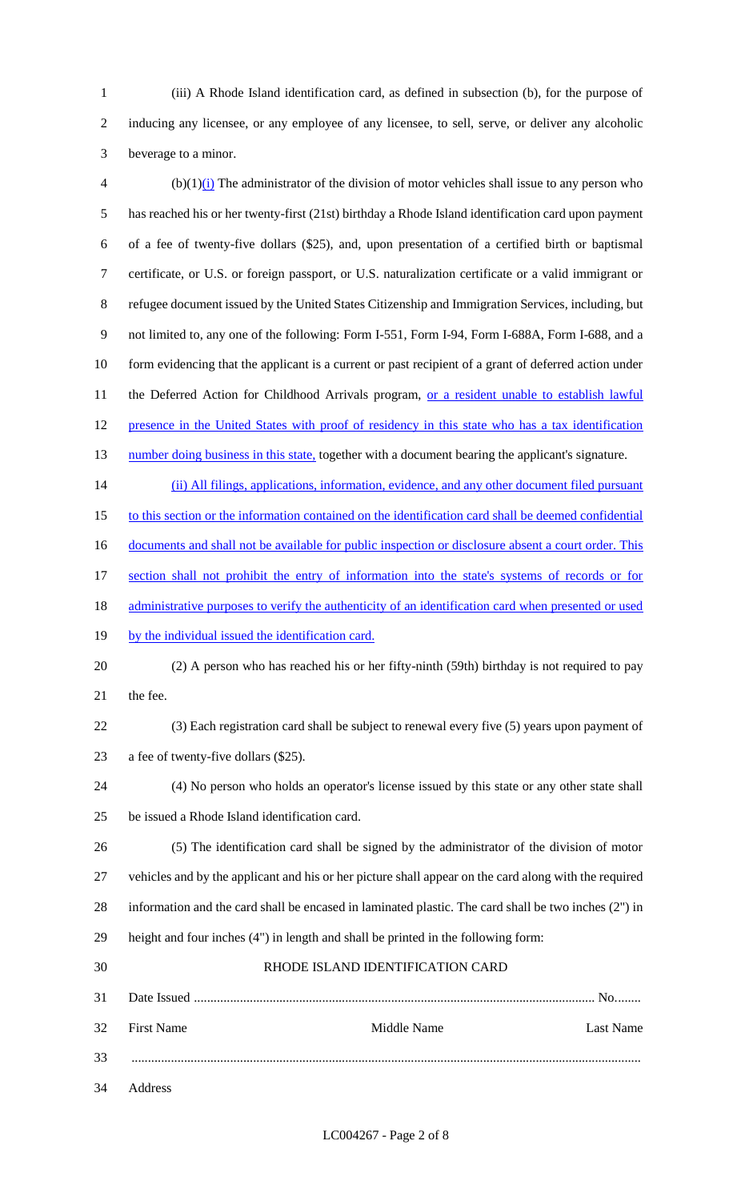(iii) A Rhode Island identification card, as defined in subsection (b), for the purpose of inducing any licensee, or any employee of any licensee, to sell, serve, or deliver any alcoholic beverage to a minor.

(b)(1)(i) The administrator of the division of motor vehicles shall issue to any person who has reached his or her twenty-first (21st) birthday a Rhode Island identification card upon payment of a fee of twenty-five dollars ($25), and, upon presentation of a certified birth or baptismal certificate, or U.S. or foreign passport, or U.S. naturalization certificate or a valid immigrant or refugee document issued by the United States Citizenship and Immigration Services, including, but not limited to, any one of the following: Form I-551, Form I-94, Form I-688A, Form I-688, and a form evidencing that the applicant is a current or past recipient of a grant of deferred action under the Deferred Action for Childhood Arrivals program, or a resident unable to establish lawful presence in the United States with proof of residency in this state who has a tax identification number doing business in this state, together with a document bearing the applicant's signature.

(ii) All filings, applications, information, evidence, and any other document filed pursuant to this section or the information contained on the identification card shall be deemed confidential documents and shall not be available for public inspection or disclosure absent a court order. This section shall not prohibit the entry of information into the state's systems of records or for administrative purposes to verify the authenticity of an identification card when presented or used by the individual issued the identification card.

(2) A person who has reached his or her fifty-ninth (59th) birthday is not required to pay the fee.

(3) Each registration card shall be subject to renewal every five (5) years upon payment of a fee of twenty-five dollars ($25).

(4) No person who holds an operator's license issued by this state or any other state shall be issued a Rhode Island identification card.

(5) The identification card shall be signed by the administrator of the division of motor vehicles and by the applicant and his or her picture shall appear on the card along with the required information and the card shall be encased in laminated plastic. The card shall be two inches (2") in height and four inches (4") in length and shall be printed in the following form:

RHODE ISLAND IDENTIFICATION CARD

Date Issued ........................................................................................................................ No........

First Name Middle Name Last Name

..........................................................................................................................................................

Address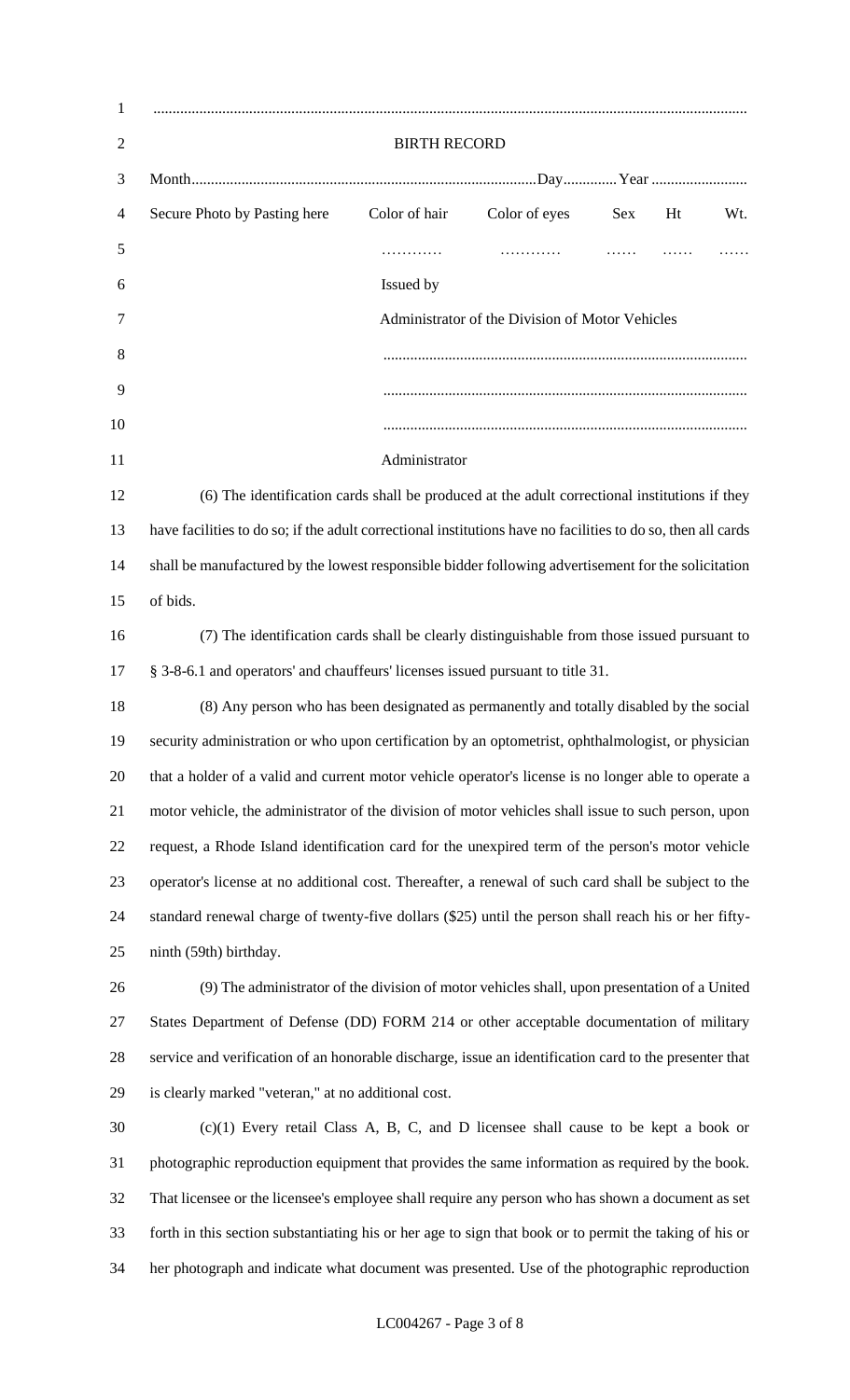..........................................................................................................................................

BIRTH RECORD

Month..........................................................................................Day.............Year.........................

| Secure Photo by Pasting here | Color of hair | Color of eyes | Sex | Ht | Wt. |
|---|---|---|---|---|---|
| | ………… | ………… | …… | …… | …… |

Issued by

Administrator of the Division of Motor Vehicles

..............................................................................................

..............................................................................................

..............................................................................................

Administrator

(6) The identification cards shall be produced at the adult correctional institutions if they have facilities to do so; if the adult correctional institutions have no facilities to do so, then all cards shall be manufactured by the lowest responsible bidder following advertisement for the solicitation of bids.

(7) The identification cards shall be clearly distinguishable from those issued pursuant to § 3-8-6.1 and operators' and chauffeurs' licenses issued pursuant to title 31.

(8) Any person who has been designated as permanently and totally disabled by the social security administration or who upon certification by an optometrist, ophthalmologist, or physician that a holder of a valid and current motor vehicle operator's license is no longer able to operate a motor vehicle, the administrator of the division of motor vehicles shall issue to such person, upon request, a Rhode Island identification card for the unexpired term of the person's motor vehicle operator's license at no additional cost. Thereafter, a renewal of such card shall be subject to the standard renewal charge of twenty-five dollars ($25) until the person shall reach his or her fifty-ninth (59th) birthday.

(9) The administrator of the division of motor vehicles shall, upon presentation of a United States Department of Defense (DD) FORM 214 or other acceptable documentation of military service and verification of an honorable discharge, issue an identification card to the presenter that is clearly marked "veteran," at no additional cost.

(c)(1) Every retail Class A, B, C, and D licensee shall cause to be kept a book or photographic reproduction equipment that provides the same information as required by the book. That licensee or the licensee's employee shall require any person who has shown a document as set forth in this section substantiating his or her age to sign that book or to permit the taking of his or her photograph and indicate what document was presented. Use of the photographic reproduction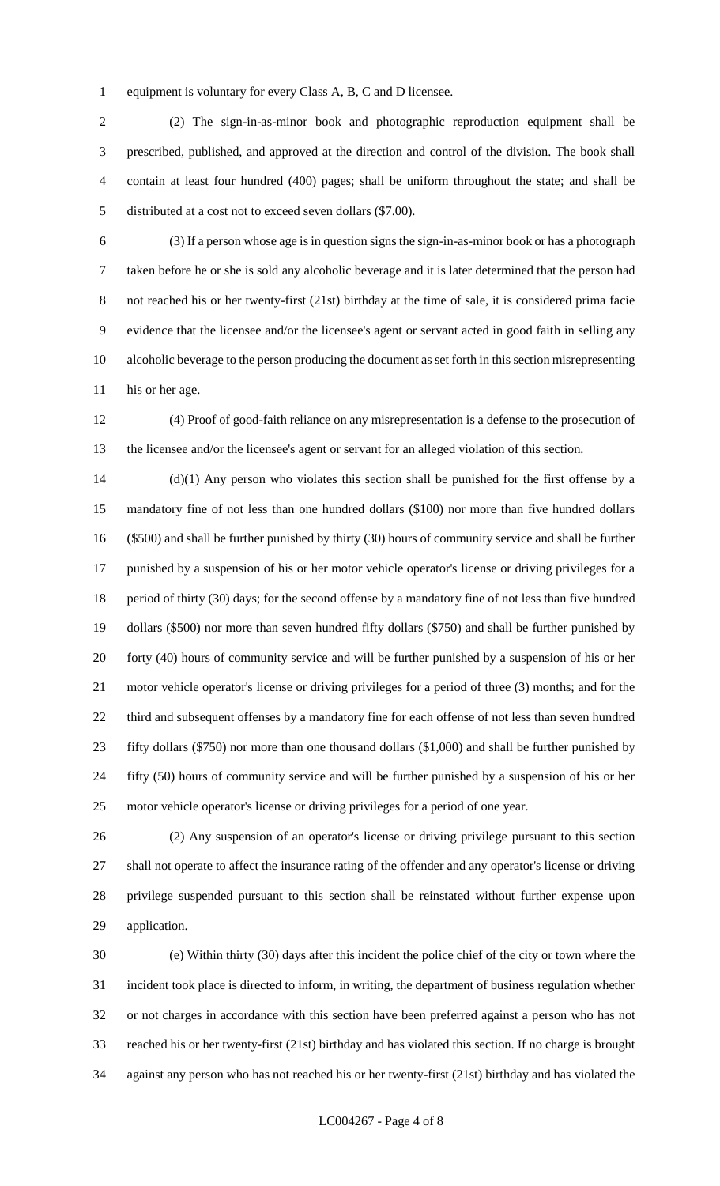equipment is voluntary for every Class A, B, C and D licensee.

(2) The sign-in-as-minor book and photographic reproduction equipment shall be prescribed, published, and approved at the direction and control of the division. The book shall contain at least four hundred (400) pages; shall be uniform throughout the state; and shall be distributed at a cost not to exceed seven dollars ($7.00).

(3) If a person whose age is in question signs the sign-in-as-minor book or has a photograph taken before he or she is sold any alcoholic beverage and it is later determined that the person had not reached his or her twenty-first (21st) birthday at the time of sale, it is considered prima facie evidence that the licensee and/or the licensee's agent or servant acted in good faith in selling any alcoholic beverage to the person producing the document as set forth in this section misrepresenting his or her age.

(4) Proof of good-faith reliance on any misrepresentation is a defense to the prosecution of the licensee and/or the licensee's agent or servant for an alleged violation of this section.

(d)(1) Any person who violates this section shall be punished for the first offense by a mandatory fine of not less than one hundred dollars ($100) nor more than five hundred dollars ($500) and shall be further punished by thirty (30) hours of community service and shall be further punished by a suspension of his or her motor vehicle operator's license or driving privileges for a period of thirty (30) days; for the second offense by a mandatory fine of not less than five hundred dollars ($500) nor more than seven hundred fifty dollars ($750) and shall be further punished by forty (40) hours of community service and will be further punished by a suspension of his or her motor vehicle operator's license or driving privileges for a period of three (3) months; and for the third and subsequent offenses by a mandatory fine for each offense of not less than seven hundred fifty dollars ($750) nor more than one thousand dollars ($1,000) and shall be further punished by fifty (50) hours of community service and will be further punished by a suspension of his or her motor vehicle operator's license or driving privileges for a period of one year.

(2) Any suspension of an operator's license or driving privilege pursuant to this section shall not operate to affect the insurance rating of the offender and any operator's license or driving privilege suspended pursuant to this section shall be reinstated without further expense upon application.

(e) Within thirty (30) days after this incident the police chief of the city or town where the incident took place is directed to inform, in writing, the department of business regulation whether or not charges in accordance with this section have been preferred against a person who has not reached his or her twenty-first (21st) birthday and has violated this section. If no charge is brought against any person who has not reached his or her twenty-first (21st) birthday and has violated the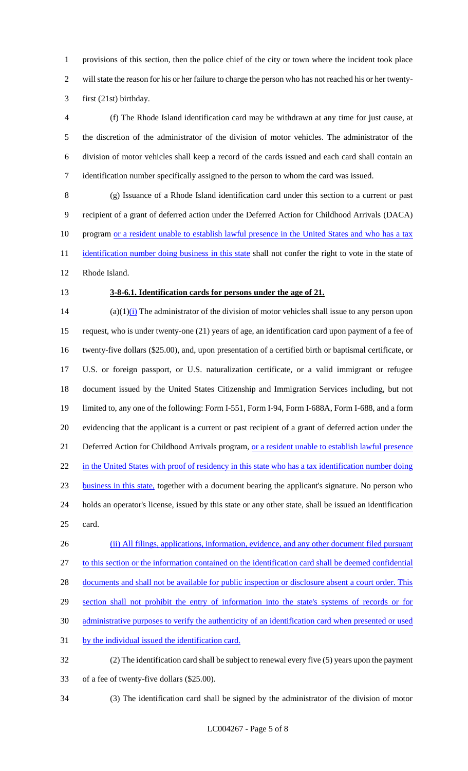provisions of this section, then the police chief of the city or town where the incident took place will state the reason for his or her failure to charge the person who has not reached his or her twenty-first (21st) birthday.

(f) The Rhode Island identification card may be withdrawn at any time for just cause, at the discretion of the administrator of the division of motor vehicles. The administrator of the division of motor vehicles shall keep a record of the cards issued and each card shall contain an identification number specifically assigned to the person to whom the card was issued.

(g) Issuance of a Rhode Island identification card under this section to a current or past recipient of a grant of deferred action under the Deferred Action for Childhood Arrivals (DACA) program <u>or a resident unable to establish lawful presence in the United States and who has a tax identification number doing business in this state</u> shall not confer the right to vote in the state of Rhode Island.

**<u>3-8-6.1. Identification cards for persons under the age of 21.</u>**

(a)(1)<u>(i)</u> The administrator of the division of motor vehicles shall issue to any person upon request, who is under twenty-one (21) years of age, an identification card upon payment of a fee of twenty-five dollars ($25.00), and, upon presentation of a certified birth or baptismal certificate, or U.S. or foreign passport, or U.S. naturalization certificate, or a valid immigrant or refugee document issued by the United States Citizenship and Immigration Services including, but not limited to, any one of the following: Form I-551, Form I-94, Form I-688A, Form I-688, and a form evidencing that the applicant is a current or past recipient of a grant of deferred action under the Deferred Action for Childhood Arrivals program, <u>or a resident unable to establish lawful presence in the United States with proof of residency in this state who has a tax identification number doing business in this state,</u> together with a document bearing the applicant's signature. No person who holds an operator's license, issued by this state or any other state, shall be issued an identification card.

<u>(ii) All filings, applications, information, evidence, and any other document filed pursuant to this section or the information contained on the identification card shall be deemed confidential documents and shall not be available for public inspection or disclosure absent a court order. This section shall not prohibit the entry of information into the state's systems of records or for administrative purposes to verify the authenticity of an identification card when presented or used by the individual issued the identification card.</u>

(2) The identification card shall be subject to renewal every five (5) years upon the payment of a fee of twenty-five dollars ($25.00).

(3) The identification card shall be signed by the administrator of the division of motor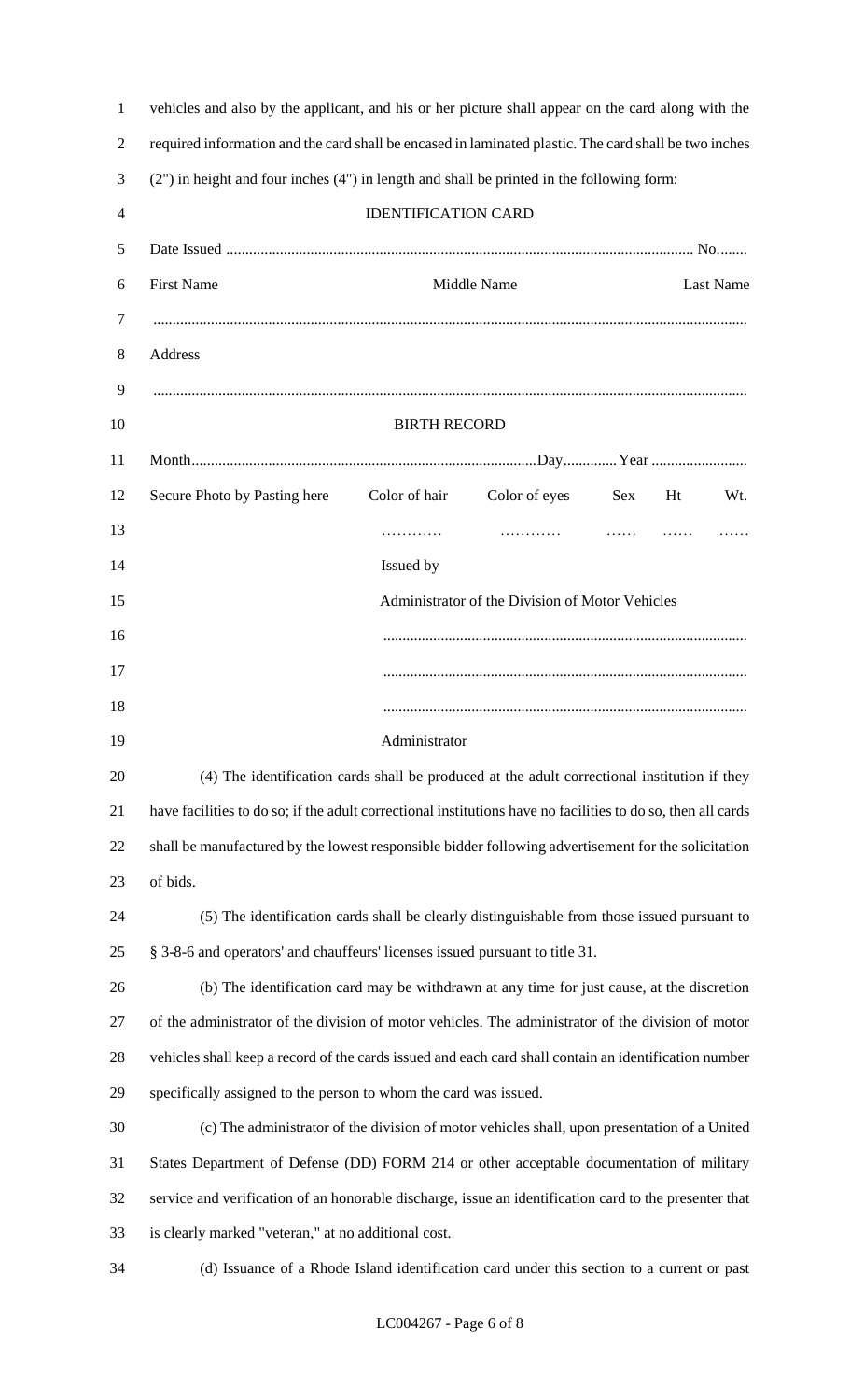vehicles and also by the applicant, and his or her picture shall appear on the card along with the required information and the card shall be encased in laminated plastic. The card shall be two inches (2") in height and four inches (4") in length and shall be printed in the following form:

IDENTIFICATION CARD

Date Issued .......................................................................................................... No........

First Name Middle Name Last Name

..........................................................................................................................................

Address

..........................................................................................................................................

BIRTH RECORD

Month..........................................................................................Day............. Year .........................

| Secure Photo by Pasting here | Color of hair | Color of eyes | Sex | Ht | Wt. |
|---|---|---|---|---|---|
| | ………… | ………… | …… | …… | …… |

Issued by

Administrator of the Division of Motor Vehicles

..............................................................................................

..............................................................................................

..............................................................................................

Administrator

(4) The identification cards shall be produced at the adult correctional institution if they have facilities to do so; if the adult correctional institutions have no facilities to do so, then all cards shall be manufactured by the lowest responsible bidder following advertisement for the solicitation of bids.

(5) The identification cards shall be clearly distinguishable from those issued pursuant to § 3-8-6 and operators' and chauffeurs' licenses issued pursuant to title 31.

(b) The identification card may be withdrawn at any time for just cause, at the discretion of the administrator of the division of motor vehicles. The administrator of the division of motor vehicles shall keep a record of the cards issued and each card shall contain an identification number specifically assigned to the person to whom the card was issued.

(c) The administrator of the division of motor vehicles shall, upon presentation of a United States Department of Defense (DD) FORM 214 or other acceptable documentation of military service and verification of an honorable discharge, issue an identification card to the presenter that is clearly marked "veteran," at no additional cost.

(d) Issuance of a Rhode Island identification card under this section to a current or past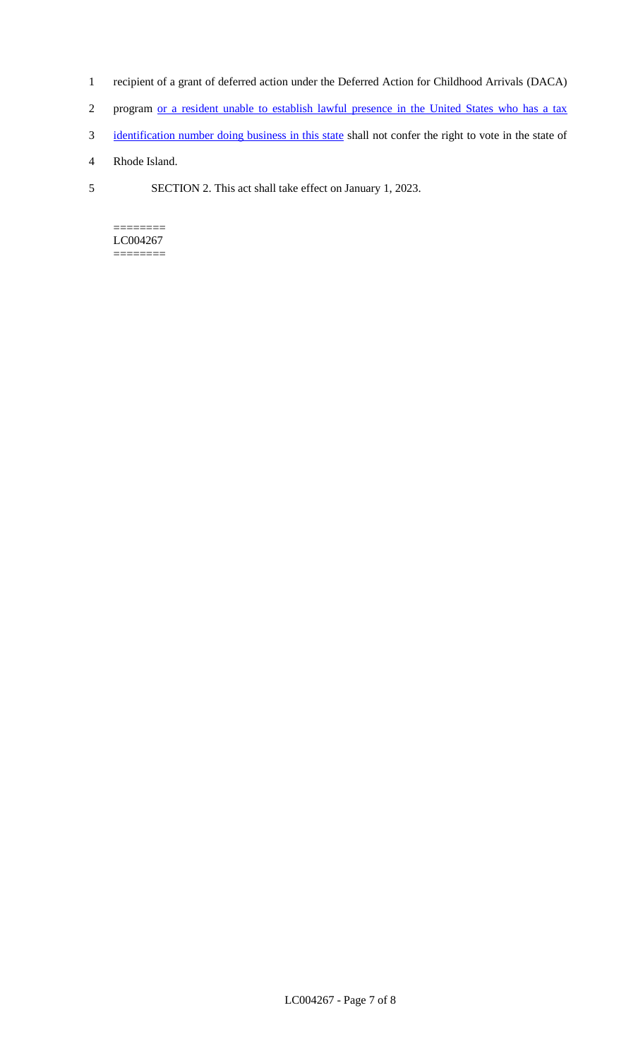recipient of a grant of deferred action under the Deferred Action for Childhood Arrivals (DACA) program or a resident unable to establish lawful presence in the United States who has a tax identification number doing business in this state shall not confer the right to vote in the state of Rhode Island.

SECTION 2. This act shall take effect on January 1, 2023.

========
LC004267
========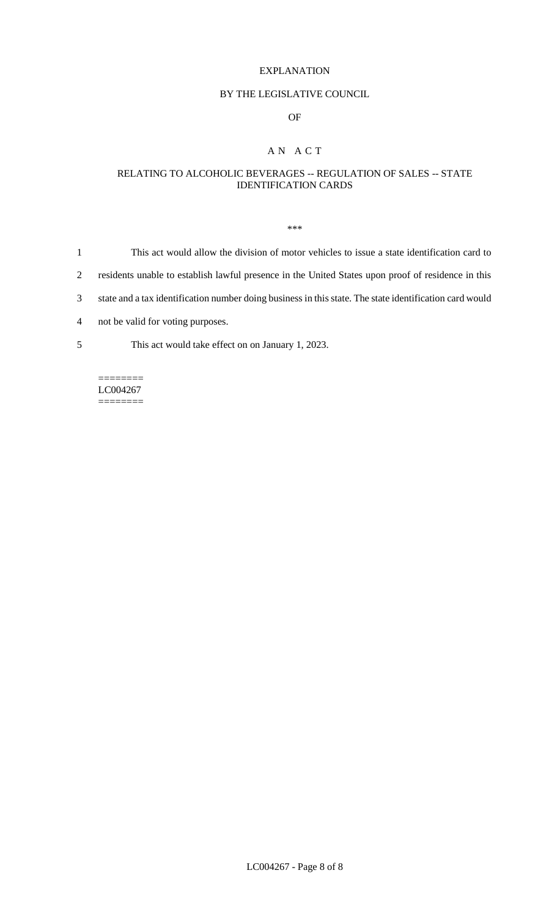EXPLANATION

BY THE LEGISLATIVE COUNCIL

OF

# A N A C T

RELATING TO ALCOHOLIC BEVERAGES -- REGULATION OF SALES -- STATE IDENTIFICATION CARDS

\*\*\*

1 This act would allow the division of motor vehicles to issue a state identification card to
2 residents unable to establish lawful presence in the United States upon proof of residence in this
3 state and a tax identification number doing business in this state. The state identification card would
4 not be valid for voting purposes.
5 This act would take effect on on January 1, 2023.

========
LC004267
========